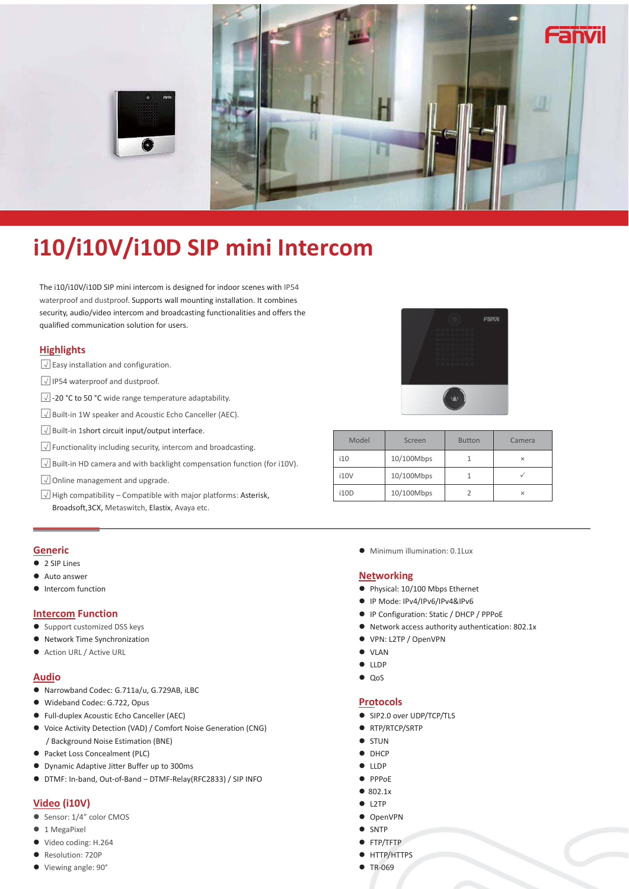# i10/i10V/i10D SIP mini Intercom

The i10/i10V/i10D SIP mini intercom is designed for indoor scenes with IP54 waterproof and dustproof. Supports wall mounting installation. It combines security, audio/video intercom and broadcasting functionalities and offers the qualified communication solution for users.

## Highlights

- √ Easy installation and configuration.
- √ IP54 waterproof and dustproof.
- √ -20 °C to 50 °C wide range temperature adaptability.
- √ Built-in 1W speaker and Acoustic Echo Canceller (AEC).
- √ Built-in 1short circuit input/output interface.
- √ Functionality including security, intercom and broadcasting.
- √ Built-in HD camera and with backlight compensation function (for i10V).
- √ Online management and upgrade.
- √ High compatibility – Compatible with major platforms: Asterisk, Broadsoft,3CX, Metaswitch, Elastix, Avaya etc.

| Model | Screen | Button | Camera |
|---|---|---|---|
| i10 | 10/100Mbps | 1 | × |
| i10V | 10/100Mbps | 1 | ✓ |
| i10D | 10/100Mbps | 2 | × |

## Generic

- 2 SIP Lines
- Auto answer
- Intercom function

## Intercom Function

- Support customized DSS keys
- Network Time Synchronization
- Action URL / Active URL

## Audio

- Narrowband Codec: G.711a/u, G.729AB, iLBC
- Wideband Codec: G.722, Opus
- Full-duplex Acoustic Echo Canceller (AEC)
- Voice Activity Detection (VAD) / Comfort Noise Generation (CNG) / Background Noise Estimation (BNE)
- Packet Loss Concealment (PLC)
- Dynamic Adaptive Jitter Buffer up to 300ms
- DTMF: In-band, Out-of-Band – DTMF-Relay(RFC2833) / SIP INFO

## Video (i10V)

- Sensor: 1/4" color CMOS
- 1 MegaPixel
- Video coding: H.264
- Resolution: 720P
- Viewing angle: 90°
- Minimum illumination: 0.1Lux

## Networking

- Physical: 10/100 Mbps Ethernet
- IP Mode: IPv4/IPv6/IPv4&IPv6
- IP Configuration: Static / DHCP / PPPoE
- Network access authority authentication: 802.1x
- VPN: L2TP / OpenVPN
- VLAN
- LLDP
- QoS

## Protocols

- SIP2.0 over UDP/TCP/TLS
- RTP/RTCP/SRTP
- STUN
- DHCP
- LLDP
- PPPoE
- 802.1x
- L2TP
- OpenVPN
- SNTP
- FTP/TFTP
- HTTP/HTTPS
- TR-069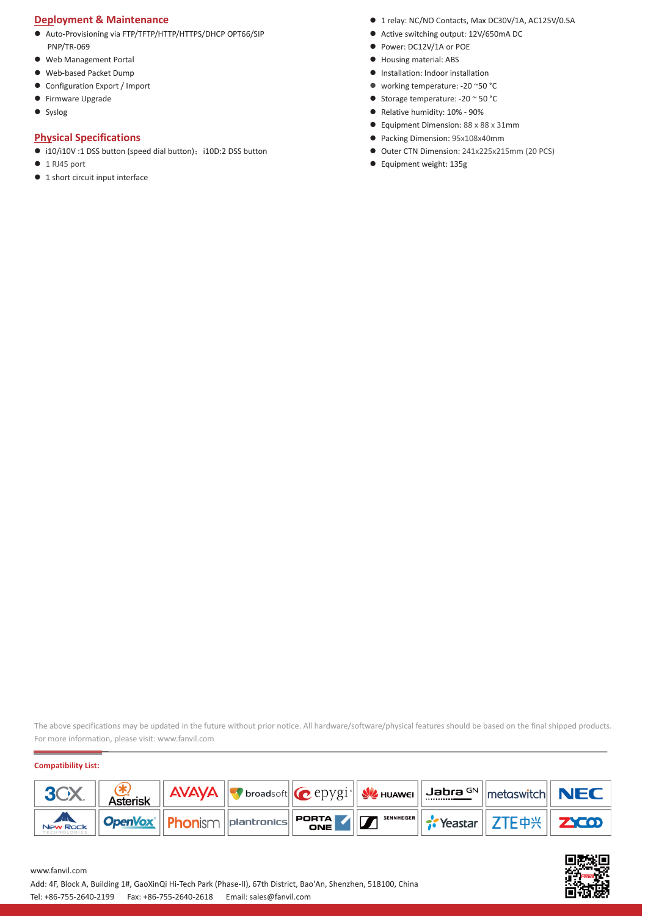## Deployment & Maintenance

- Auto-Provisioning via FTP/TFTP/HTTP/HTTPS/DHCP OPT66/SIP PNP/TR-069
- Web Management Portal
- Web-based Packet Dump
- Configuration Export / Import
- Firmware Upgrade
- Syslog

## Physical Specifications

- i10/i10V :1 DSS button (speed dial button)；i10D:2 DSS button
- 1 RJ45 port
- 1 short circuit input interface
- 1 relay: NC/NO Contacts, Max DC30V/1A, AC125V/0.5A
- Active switching output: 12V/650mA DC
- Power: DC12V/1A or POE
- Housing material: ABS
- Installation: Indoor installation
- working temperature: -20 ~50 °C
- Storage temperature: -20 ~ 50 °C
- Relative humidity: 10% - 90%
- Equipment Dimension: 88 x 88 x 31mm
- Packing Dimension: 95x108x40mm
- Outer CTN Dimension: 241x225x215mm (20 PCS)
- Equipment weight: 135g

The above specifications may be updated in the future without prior notice. All hardware/software/physical features should be based on the final shipped products.
For more information, please visit: www.fanvil.com

**Compatibility List:**

| | | | | | | | | |
|---|---|---|---|---|---|---|---|---|
| 3CX | Asterisk | AVAYA | broadsoft | epygi | HUAWEI | Jabra GN | metaswitch | NEC |
| New Rock Technologies | OpenVox | Phonism | plantronics | PORTA ONE | SENNHEISER | Yeastar | ZTE中兴 | ZYCOO |

www.fanvil.com
Add: 4F, Block A, Building 1#, GaoXinQi Hi-Tech Park (Phase-II), 67th District, Bao'An, Shenzhen, 518100, China
Tel: +86-755-2640-2199 Fax: +86-755-2640-2618 Email: sales@fanvil.com